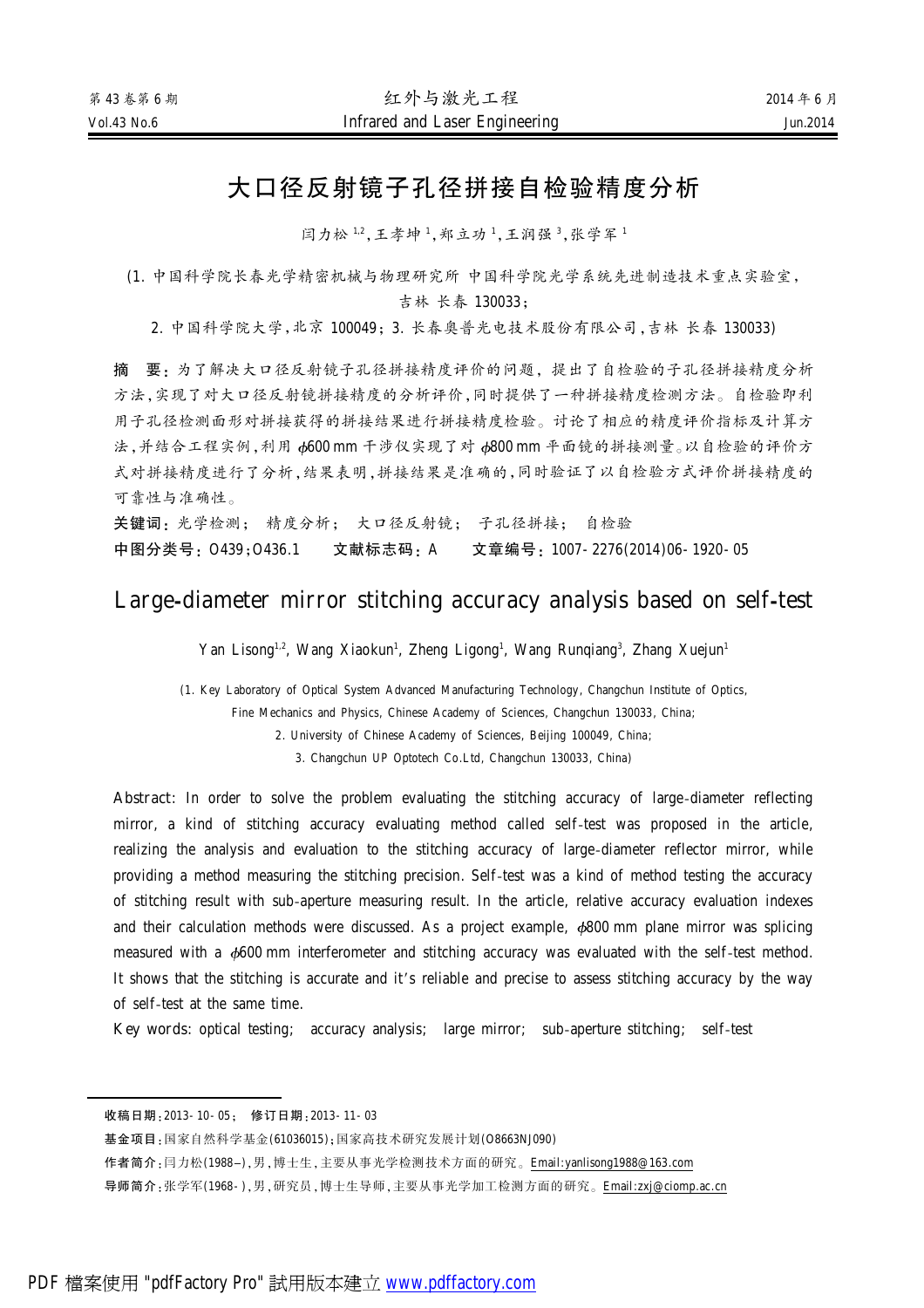# 大口径反射镜子孔径拼接自检验精度分析

闫力松[1,2]，王孝坤[1]，郑立功[1]，王润强[3]，张学军[1]

(1. 中国科学院长春光学精密机械与物理研究所 中国科学院光学系统先进制造技术重点实验室，吉林 长春 130033；
2. 中国科学院大学，北京 100049；3. 长春奥普光电技术股份有限公司，吉林 长春 130033)

**摘 要**：为了解决大口径反射镜子孔径拼接精度评价的问题，提出了自检验的子孔径拼接精度分析方法，实现了对大口径反射镜拼接精度的分析评价，同时提供了一种拼接精度检测方法。自检验即利用子孔径检测面形对拼接获得的拼接结果进行拼接精度检验。讨论了相应的精度评价指标及计算方法，并结合工程实例，利用 $\phi$600 mm 干涉仪实现了对 $\phi$800 mm 平面镜的拼接测量。以自检验的评价方式对拼接精度进行了分析，结果表明，拼接结果是准确的，同时验证了以自检验方式评价拼接精度的可靠性与准确性。

**关键词**：光学检测； 精度分析； 大口径反射镜； 子孔径拼接； 自检验

**中图分类号**：O439；O436.1　　**文献标志码**：A　　**文章编号**：1007-2276(2014)06-1920-05

# Large-diameter mirror stitching accuracy analysis based on self-test

Yan Lisong[1,2], Wang Xiaokun[1], Zheng Ligong[1], Wang Runqiang[3], Zhang Xuejun[1]

(1. Key Laboratory of Optical System Advanced Manufacturing Technology, Changchun Institute of Optics, Fine Mechanics and Physics, Chinese Academy of Sciences, Changchun 130033, China;
2. University of Chinese Academy of Sciences, Beijing 100049, China;
3. Changchun UP Optotech Co.Ltd, Changchun 130033, China)

**Abstract**: In order to solve the problem evaluating the stitching accuracy of large-diameter reflecting mirror, a kind of stitching accuracy evaluating method called self-test was proposed in the article, realizing the analysis and evaluation to the stitching accuracy of large-diameter reflector mirror, while providing a method measuring the stitching precision. Self-test was a kind of method testing the accuracy of stitching result with sub-aperture measuring result. In the article, relative accuracy evaluation indexes and their calculation methods were discussed. As a project example, $\phi$800 mm plane mirror was splicing measured with a $\phi$600 mm interferometer and stitching accuracy was evaluated with the self-test method. It shows that the stitching is accurate and it's reliable and precise to assess stitching accuracy by the way of self-test at the same time.

**Key words**: optical testing; accuracy analysis; large mirror; sub-aperture stitching; self-test

---

**收稿日期**：2013-10-05； **修订日期**：2013-11-03

**基金项目**：国家自然科学基金(61036015)；国家高技术研究发展计划(O8663NJ090)

**作者简介**：闫力松(1988–)，男，博士生，主要从事光学检测技术方面的研究。Email:yanlisong1988@163.com

**导师简介**：张学军(1968-)，男，研究员，博士生导师，主要从事光学加工检测方面的研究。Email:zxj@ciomp.ac.cn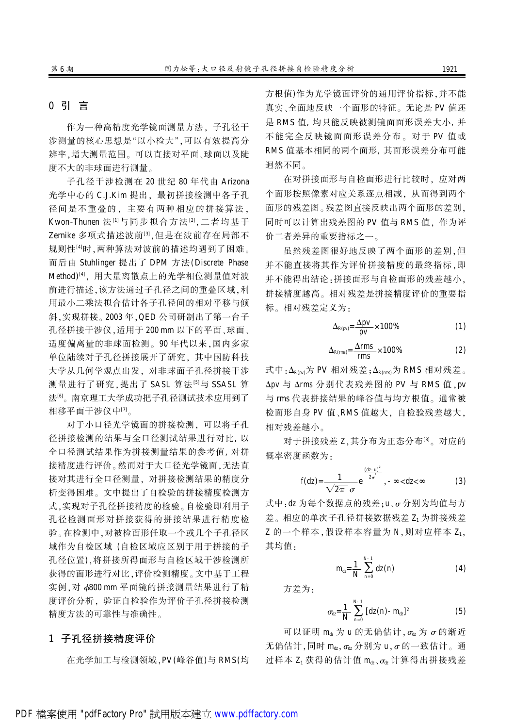## 0 引 言

作为一种高精度光学镜面测量方法，子孔径干涉测量的核心思想是"以小检大",可以有效提高分辨率,增大测量范围。可以直接对平面、球面以及陡度不大的非球面进行测量。

子孔径干涉检测在 20 世纪 80 年代由 Arizona 光学中心的 C.J.Kim 提出，最初拼接检测中各子孔径间是不重叠的，主要有两种相应的拼接算法，Kwon-Thunen 法[1]与同步拟合方法[2],二者均基于 Zernike 多项式描述波前[3],但是在波前存在局部不规则性[4]时,两种算法对波前的描述均遇到了困难。而后由 Stuhlinger 提出了 DPM 方法(Discrete Phase Method)[4]，用大量离散点上的光学相位测量值对波前进行描述,该方法通过子孔径之间的重叠区域,利用最小二乘法拟合估计各子孔径间的相对平移与倾斜,实现拼接。2003 年,QED 公司研制出了第一台子孔径拼接干涉仪,适用于 200 mm 以下的平面、球面、适度偏离量的非球面检测。90 年代以来,国内多家单位陆续对子孔径拼接展开了研究，其中国防科技大学从几何学观点出发，对非球面子孔径拼接干涉测量进行了研究，提出了 SASL 算法[5]与 SSASL 算法[6]。南京理工大学成功把子孔径测试技术应用到了相移平面干涉仪中[7]。

对于小口径光学镜面的拼接检测，可以将子孔径拼接检测的结果与全口径测试结果进行对比，以全口径测试结果作为拼接测量结果的参考值，对拼接精度进行评价。然而对于大口径光学镜面,无法直接对其进行全口径测量，对拼接检测结果的精度分析变得困难。文中提出了自检验的拼接精度检测方式,实现对子孔径拼接精度的检验。自检验即利用子孔径检测面形对拼接获得的拼接结果进行精度检验。在检测中,对被检面形任取一个或几个子孔径区域作为自检区域（自检区域应区别于用于拼接的子孔径位置),将拼接所得面形与自检区域干涉检测所获得的面形进行对比,评价检测精度。文中基于工程实例,对 $\phi$800 mm 平面镜的拼接测量结果进行了精度评价分析，验证自检验作为评价子孔径拼接检测精度方法的可靠性与准确性。

## 1 子孔径拼接精度评价

在光学加工与检测领域,PV(峰谷值)与 RMS(均方根值)作为光学镜面评价的通用评价指标,并不能真实、全面地反映一个面形的特征。无论是 PV 值还是 RMS 值, 均只能反映被测镜面面形误差大小, 并不能完全反映镜面面形误差分布。对于 PV 值或 RMS 值基本相同的两个面形, 其面形误差分布可能迥然不同。

在对拼接面形与自检面形进行比较时，应对两个面形按照像素对应关系逐点相减，从而得到两个面形的残差图。残差图直接反映出两个面形的差别，同时可以计算出残差图的 PV 值与 RMS 值，作为评价二者差异的重要指标之一。

虽然残差图很好地反映了两个面形的差别,但并不能直接将其作为评价拼接精度的最终指标,即并不能得出结论:拼接面形与自检面形的残差越小,拼接精度越高。相对残差是拼接精度评价的重要指标。相对残差定义为:

$$\Delta_{R(pv)}=\frac{\Delta pv}{pv}\times 100\% \tag{1}$$

$$\Delta_{R(rms)}=\frac{\Delta rms}{rms}\times 100\% \tag{2}$$

式中:$\Delta_{R(pv)}$为 PV 相对残差;$\Delta_{R(rms)}$为 RMS 相对残差。$\Delta pv$ 与 $\Delta rms$ 分别代表残差图的 PV 与 RMS 值,pv 与 rms 代表拼接结果的峰谷值与均方根值。通常被检面形自身 PV 值、RMS 值越大，自检验残差越大，相对残差越小。

对于拼接残差 Z,其分布为正态分布[8]。对应的概率密度函数为:

$$f(dz)=\frac{1}{\sqrt{2\pi}\,\sigma}e^{\frac{(dz-u)^2}{2\sigma^2}},-\infty<dz<\infty \tag{3}$$

式中:dz 为每个数据点的残差;u、$\sigma$ 分别为均值与方差。相应的单次子孔径拼接数据残差 $Z_1$ 为拼接残差 Z 的一个样本，假设样本容量为 N，则对应样本 $Z_1$，其均值:

$$m_{dz}=\frac{1}{N}\sum_{n=0}^{N-1}dz(n) \tag{4}$$

方差为:

$$\sigma_{dz}=\frac{1}{N}\sum_{n=0}^{N-1}[dz(n)-m_{dz}]^2 \tag{5}$$

可以证明 $m_{dz}$ 为 u 的无偏估计,$\sigma_{dz}$ 为 $\sigma$ 的渐近无偏估计,同时 $m_{dz}$,$\sigma_{dz}$ 分别为 u,$\sigma$ 的一致估计。通过样本 $Z_1$ 获得的估计值 $m_{dz}$、$\sigma_{dz}$ 计算得出拼接残差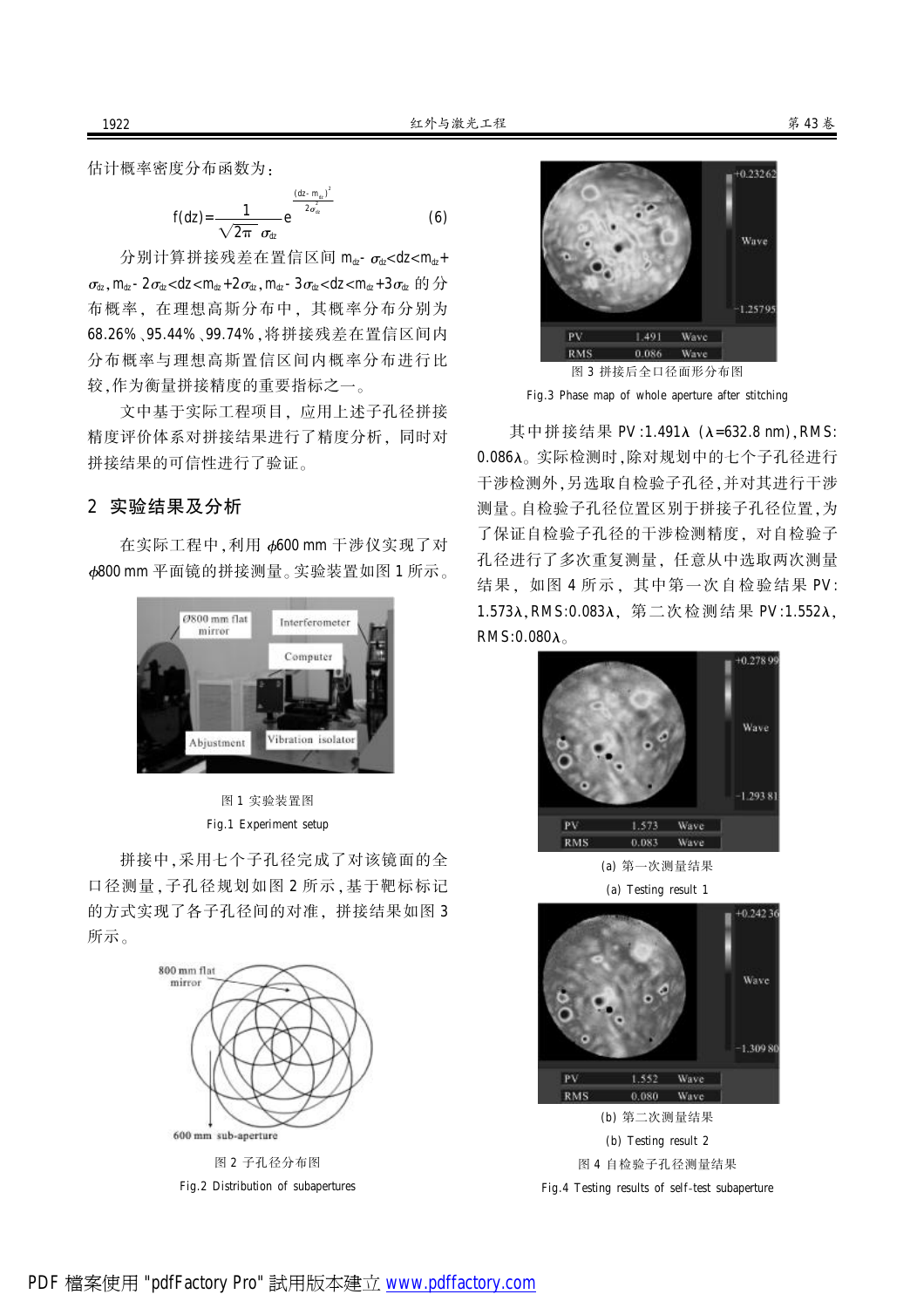估计概率密度分布函数为：

$$f(dz)=\frac{1}{\sqrt{2\pi}\,\sigma_{dz}}e^{\frac{(dz-m_{dz})^2}{2\sigma_{dz}^2}} \tag{6}$$

分别计算拼接残差在置信区间 $m_{dz}-\sigma_{dz}<dz<m_{dz}+\sigma_{dz}$，$m_{dz}-2\sigma_{dz}<dz<m_{dz}+2\sigma_{dz}$，$m_{dz}-3\sigma_{dz}<dz<m_{dz}+3\sigma_{dz}$ 的分布概率，在理想高斯分布中，其概率分布分别为 68.26%、95.44%、99.74%，将拼接残差在置信区间内分布概率与理想高斯置信区间内概率分布进行比较，作为衡量拼接精度的重要指标之一。

文中基于实际工程项目，应用上述子孔径拼接精度评价体系对拼接结果进行了精度分析，同时对拼接结果的可信性进行了验证。

## 2 实验结果及分析

在实际工程中，利用 $\phi$600 mm 干涉仪实现了对 $\phi$800 mm 平面镜的拼接测量。实验装置如图 1 所示。

图 1 实验装置图

Fig.1 Experiment setup

拼接中，采用七个子孔径完成了对该镜面的全口径测量，子孔径规划如图 2 所示，基于靶标标记的方式实现了各子孔径间的对准，拼接结果如图 3 所示。

图 2 子孔径分布图

Fig.2 Distribution of subapertures

图 3 拼接后全口径面形分布图

Fig.3 Phase map of whole aperture after stitching

其中拼接结果 PV:1.491$\lambda$（$\lambda$=632.8 nm），RMS:0.086$\lambda$。实际检测时，除对规划中的七个子孔径进行干涉检测外，另选取自检验子孔径，并对其进行干涉测量。自检验子孔径位置区别于拼接子孔径位置，为了保证自检验子孔径的干涉检测精度，对自检验子孔径进行了多次重复测量，任意从中选取两次测量结果，如图 4 所示，其中第一次自检验结果 PV:1.573$\lambda$，RMS:0.083$\lambda$，第二次检测结果 PV:1.552$\lambda$，RMS:0.080$\lambda$。

(a) 第一次测量结果

(a) Testing result 1

(b) 第二次测量结果

(b) Testing result 2

图 4 自检验子孔径测量结果

Fig.4 Testing results of self-test subaperture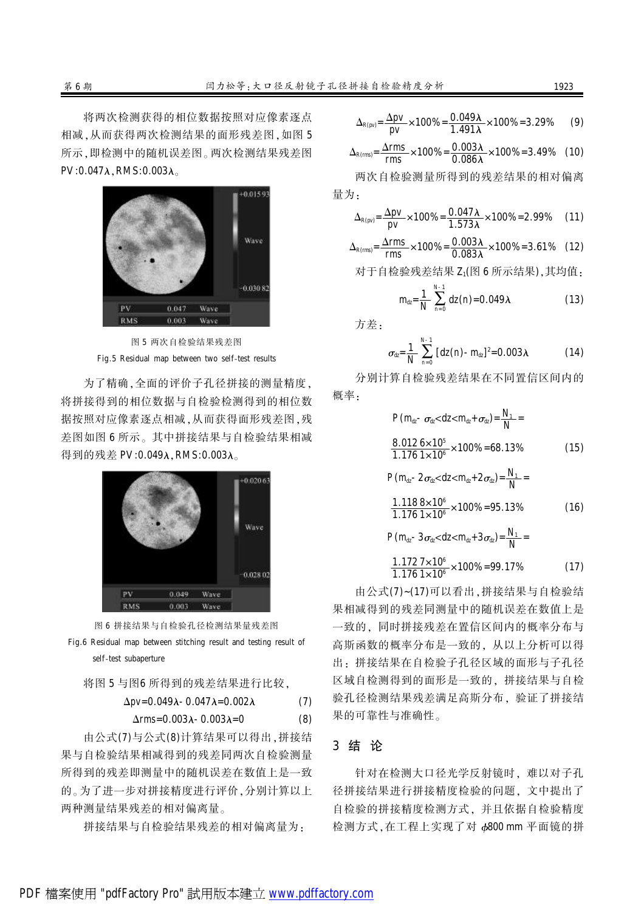将两次检测获得的相位数据按照对应像素逐点相减，从而获得两次检测结果的面形残差图，如图 5 所示，即检测中的随机误差图。两次检测结果残差图 PV:0.047λ，RMS:0.003λ。

图 5 两次自检验结果残差图

Fig.5 Residual map between two self-test results

为了精确，全面的评价子孔径拼接的测量精度，将拼接得到的相位数据与自检验检测得到的相位数据按照对应像素逐点相减，从而获得面形残差图，残差图如图 6 所示。其中拼接结果与自检验结果相减得到的残差 PV:0.049λ，RMS:0.003λ。

图 6 拼接结果与自检验孔径检测结果量残差图

Fig.6 Residual map between stitching result and testing result of self-test subaperture

将图 5 与图6 所得到的残差结果进行比较，

$$\Delta pv=0.049\lambda-0.047\lambda=0.002\lambda \tag{7}$$

$$\Delta rms=0.003\lambda-0.003\lambda=0 \tag{8}$$

由公式(7)与公式(8)计算结果可以得出，拼接结果与自检验结果相减得到的残差同两次自检验测量所得到的残差即测量中的随机误差在数值上是一致的。为了进一步对拼接精度进行评价，分别计算以上两种测量结果残差的相对偏离量。

拼接结果与自检验结果残差的相对偏离量为：

$$\Delta_{R(pv)}=\frac{\Delta pv}{pv}\times 100\%=\frac{0.049\lambda}{1.491\lambda}\times 100\%=3.29\% \tag{9}$$

$$\Delta_{R(rms)}=\frac{\Delta rms}{rms}\times 100\%=\frac{0.003\lambda}{0.086\lambda}\times 100\%=3.49\% \tag{10}$$

两次自检验测量所得到的残差结果的相对偏离量为：

$$\Delta_{R(pv)}=\frac{\Delta pv}{pv}\times 100\%=\frac{0.047\lambda}{1.573\lambda}\times 100\%=2.99\% \tag{11}$$

$$\Delta_{R(rms)}=\frac{\Delta rms}{rms}\times 100\%=\frac{0.003\lambda}{0.083\lambda}\times 100\%=3.61\% \tag{12}$$

对于自检验残差结果 $Z_1$(图 6 所示结果)，其均值：

$$m_{dz}=\frac{1}{N}\sum_{n=0}^{N-1} dz(n)=0.049\lambda \tag{13}$$

方差：

$$\sigma_{dz}=\frac{1}{N}\sum_{n=0}^{N-1}[dz(n)-m_{dz}]^2=0.003\lambda \tag{14}$$

分别计算自检验残差结果在不同置信区间内的概率：

$$P(m_{dz}-\sigma_{dz}<dz<m_{dz}+\sigma_{dz})=\frac{N_1}{N}=\frac{8.0126\times 10^5}{1.1761\times 10^6}\times 100\%=68.13\% \tag{15}$$

$$P(m_{dz}-2\sigma_{dz}<dz<m_{dz}+2\sigma_{dz})=\frac{N_1}{N}=\frac{1.1188\times 10^6}{1.1761\times 10^6}\times 100\%=95.13\% \tag{16}$$

$$P(m_{dz}-3\sigma_{dz}<dz<m_{dz}+3\sigma_{dz})=\frac{N_1}{N}=\frac{1.1727\times 10^6}{1.1761\times 10^6}\times 100\%=99.17\% \tag{17}$$

由公式(7)~(17)可以看出，拼接结果与自检验结果相减得到的残差同测量中的随机误差在数值上是一致的，同时拼接残差在置信区间内的概率分布与高斯函数的概率分布是一致的，从以上分析可以得出：拼接结果在自检验子孔径区域的面形与子孔径区域自检测得到的面形是一致的，拼接结果与自检验孔径检测结果残差满足高斯分布，验证了拼接结果的可靠性与准确性。

## 3 结 论

针对在检测大口径光学反射镜时，难以对子孔径拼接结果进行拼接精度检验的问题，文中提出了自检验的拼接精度检测方式，并且依据自检验精度检测方式，在工程上实现了对 $\phi$800 mm 平面镜的拼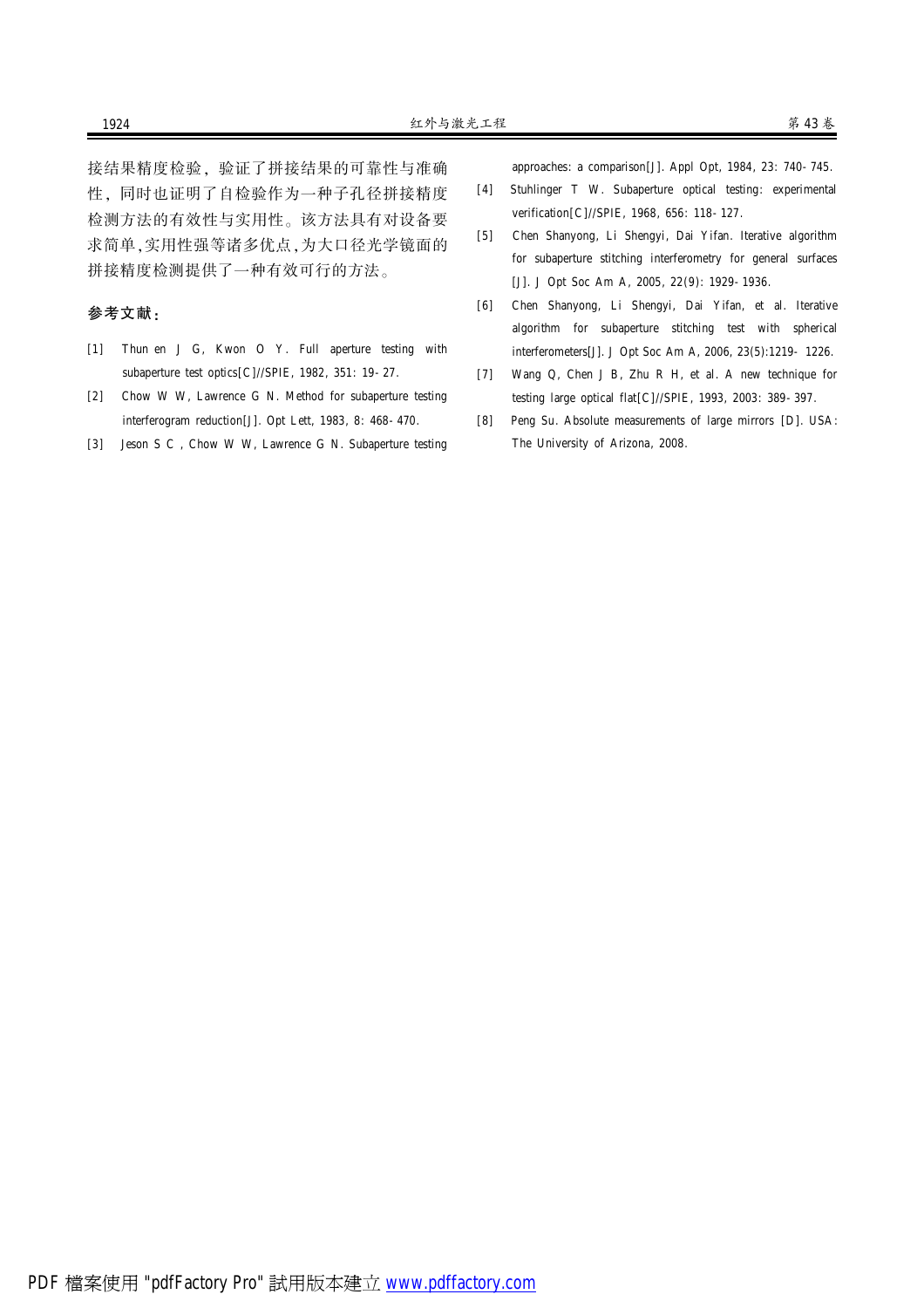接结果精度检验，验证了拼接结果的可靠性与准确性，同时也证明了自检验作为一种子孔径拼接精度检测方法的有效性与实用性。该方法具有对设备要求简单,实用性强等诸多优点,为大口径光学镜面的拼接精度检测提供了一种有效可行的方法。

## 参考文献:

[1] Thun en J G, Kwon O Y. Full aperture testing with subaperture test optics[C]//SPIE, 1982, 351: 19-27.

[2] Chow W W, Lawrence G N. Method for subaperture testing interferogram reduction[J]. Opt Lett, 1983, 8: 468-470.

[3] Jeson S C , Chow W W, Lawrence G N. Subaperture testing approaches: a comparison[J]. Appl Opt, 1984, 23: 740-745.

[4] Stuhlinger T W. Subaperture optical testing: experimental verification[C]//SPIE, 1968, 656: 118-127.

[5] Chen Shanyong, Li Shengyi, Dai Yifan. Iterative algorithm for subaperture stitching interferometry for general surfaces [J]. J Opt Soc Am A, 2005, 22(9): 1929-1936.

[6] Chen Shanyong, Li Shengyi, Dai Yifan, et al. Iterative algorithm for subaperture stitching test with spherical interferometers[J]. J Opt Soc Am A, 2006, 23(5):1219-1226.

[7] Wang Q, Chen J B, Zhu R H, et al. A new technique for testing large optical flat[C]//SPIE, 1993, 2003: 389-397.

[8] Peng Su. Absolute measurements of large mirrors [D]. USA: The University of Arizona, 2008.